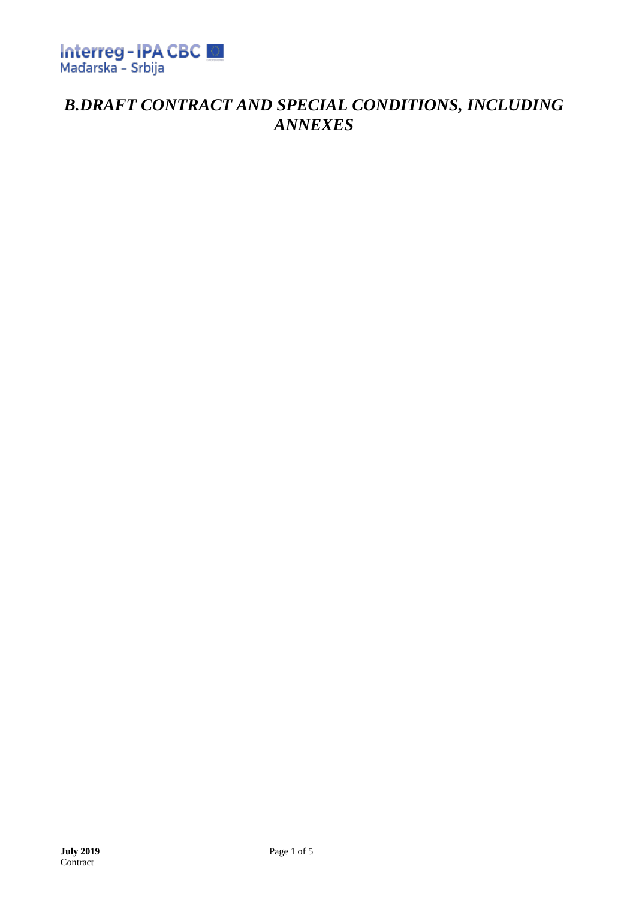# *B.DRAFT CONTRACT AND SPECIAL CONDITIONS, INCLUDING ANNEXES*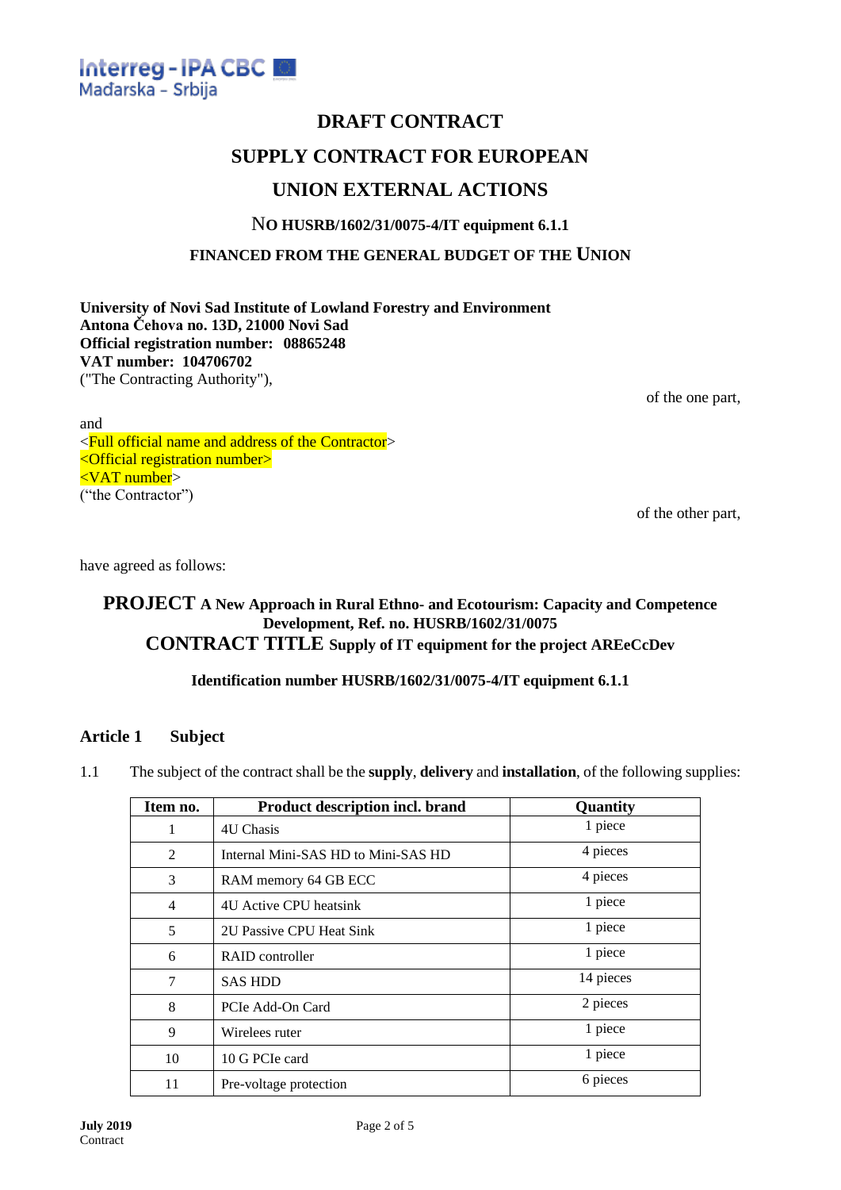# DRAFT CONTRACT

# SUPPLY CONTRACT FOR EUROPEAN UNION EXTERNAL ACTIONS

### NO HUSRB/1602/31/0075-4/IT equipment 6.1.1

### FINANCED FROM THE GENERAL BUDGET OF THE UNION

**University of Novi Sad Institute of Lowland Forestry and Environment**
**Antona Čehova no. 13D, 21000 Novi Sad**
**Official registration number: 08865248**
**VAT number: 104706702**
("The Contracting Authority"),

of the one part,

and
<Full official name and address of the Contractor>
<Official registration number>
<VAT number>
("the Contractor")

of the other part,

have agreed as follows:

### PROJECT A New Approach in Rural Ethno- and Ecotourism: Capacity and Competence Development, Ref. no. HUSRB/1602/31/0075

### CONTRACT TITLE Supply of IT equipment for the project AREeCcDev

**Identification number HUSRB/1602/31/0075-4/IT equipment 6.1.1**

## Article 1 Subject

1.1 The subject of the contract shall be the **supply**, **delivery** and **installation**, of the following supplies:

| Item no. | Product description incl. brand | Quantity |
|---|---|---|
| 1 | 4U Chasis | 1 piece |
| 2 | Internal Mini-SAS HD to Mini-SAS HD | 4 pieces |
| 3 | RAM memory 64 GB ECC | 4 pieces |
| 4 | 4U Active CPU heatsink | 1 piece |
| 5 | 2U Passive CPU Heat Sink | 1 piece |
| 6 | RAID controller | 1 piece |
| 7 | SAS HDD | 14 pieces |
| 8 | PCIe Add-On Card | 2 pieces |
| 9 | Wirelees ruter | 1 piece |
| 10 | 10 G PCIe card | 1 piece |
| 11 | Pre-voltage protection | 6 pieces |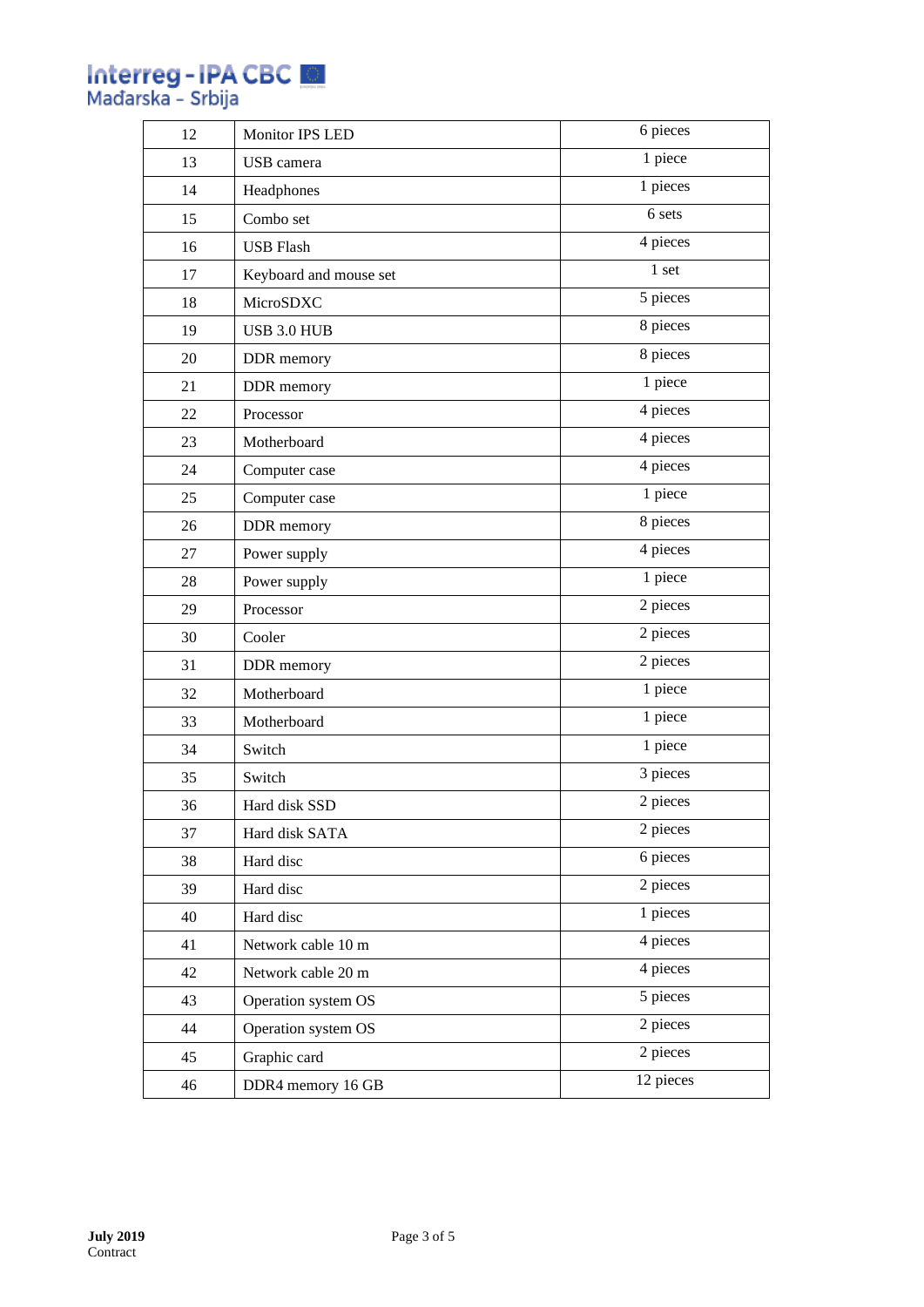| 12 | Monitor IPS LED | 6 pieces |
|---|---|---|
| 13 | USB camera | 1 piece |
| 14 | Headphones | 1 pieces |
| 15 | Combo set | 6 sets |
| 16 | USB Flash | 4 pieces |
| 17 | Keyboard and mouse set | 1 set |
| 18 | MicroSDXC | 5 pieces |
| 19 | USB 3.0 HUB | 8 pieces |
| 20 | DDR memory | 8 pieces |
| 21 | DDR memory | 1 piece |
| 22 | Processor | 4 pieces |
| 23 | Motherboard | 4 pieces |
| 24 | Computer case | 4 pieces |
| 25 | Computer case | 1 piece |
| 26 | DDR memory | 8 pieces |
| 27 | Power supply | 4 pieces |
| 28 | Power supply | 1 piece |
| 29 | Processor | 2 pieces |
| 30 | Cooler | 2 pieces |
| 31 | DDR memory | 2 pieces |
| 32 | Motherboard | 1 piece |
| 33 | Motherboard | 1 piece |
| 34 | Switch | 1 piece |
| 35 | Switch | 3 pieces |
| 36 | Hard disk SSD | 2 pieces |
| 37 | Hard disk SATA | 2 pieces |
| 38 | Hard disc | 6 pieces |
| 39 | Hard disc | 2 pieces |
| 40 | Hard disc | 1 pieces |
| 41 | Network cable 10 m | 4 pieces |
| 42 | Network cable 20 m | 4 pieces |
| 43 | Operation system OS | 5 pieces |
| 44 | Operation system OS | 2 pieces |
| 45 | Graphic card | 2 pieces |
| 46 | DDR4 memory 16 GB | 12 pieces |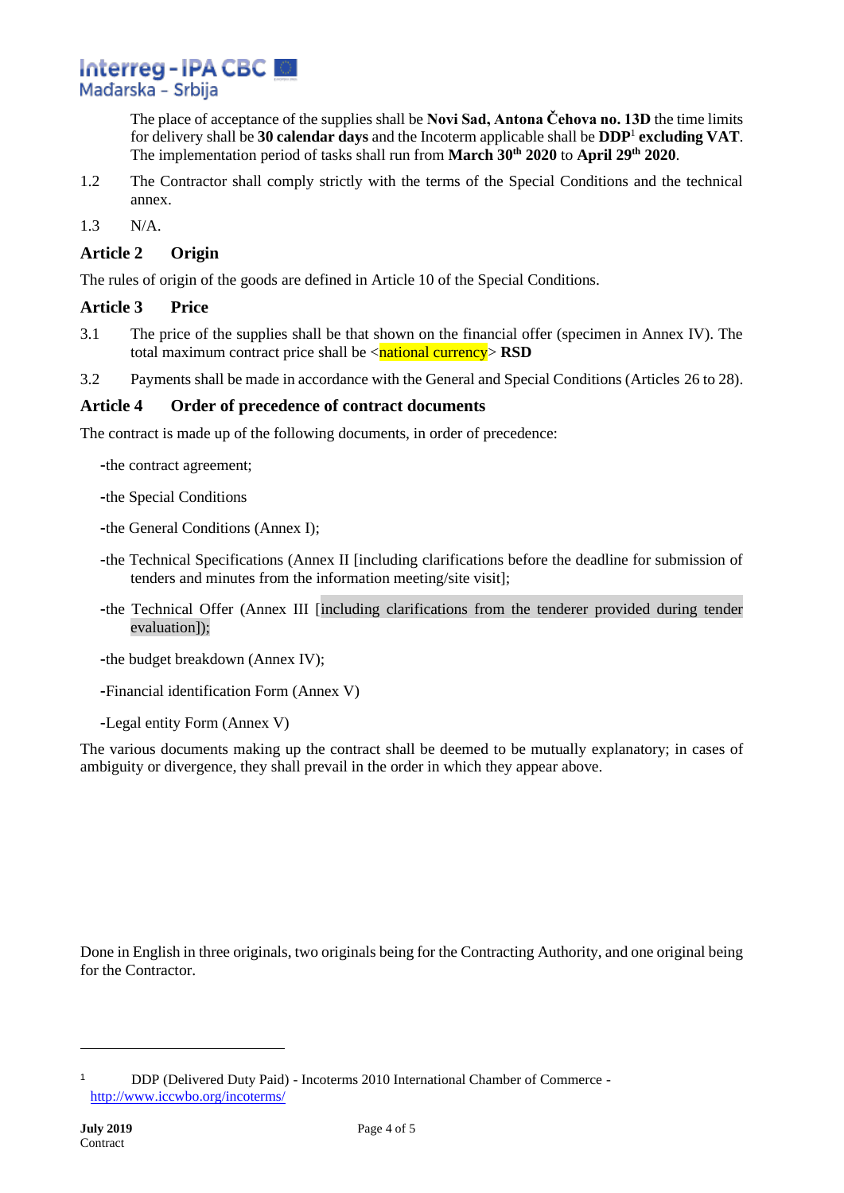The place of acceptance of the supplies shall be **Novi Sad, Antona Čehova no. 13D** the time limits for delivery shall be **30 calendar days** and the Incoterm applicable shall be **DDP**[1] **excluding VAT**. The implementation period of tasks shall run from **March 30th 2020** to **April 29th 2020**.

1.2 The Contractor shall comply strictly with the terms of the Special Conditions and the technical annex.

1.3 N/A.

## Article 2 Origin

The rules of origin of the goods are defined in Article 10 of the Special Conditions.

## Article 3 Price

3.1 The price of the supplies shall be that shown on the financial offer (specimen in Annex IV). The total maximum contract price shall be <national currency> **RSD**

3.2 Payments shall be made in accordance with the General and Special Conditions (Articles 26 to 28).

## Article 4 Order of precedence of contract documents

The contract is made up of the following documents, in order of precedence:

- the contract agreement;
- the Special Conditions
- the General Conditions (Annex I);
- the Technical Specifications (Annex II [including clarifications before the deadline for submission of tenders and minutes from the information meeting/site visit];
- the Technical Offer (Annex III [including clarifications from the tenderer provided during tender evaluation]);
- the budget breakdown (Annex IV);
- Financial identification Form (Annex V)
- Legal entity Form (Annex V)

The various documents making up the contract shall be deemed to be mutually explanatory; in cases of ambiguity or divergence, they shall prevail in the order in which they appear above.

Done in English in three originals, two originals being for the Contracting Authority, and one original being for the Contractor.

---

[1] DDP (Delivered Duty Paid) - Incoterms 2010 International Chamber of Commerce - http://www.iccwbo.org/incoterms/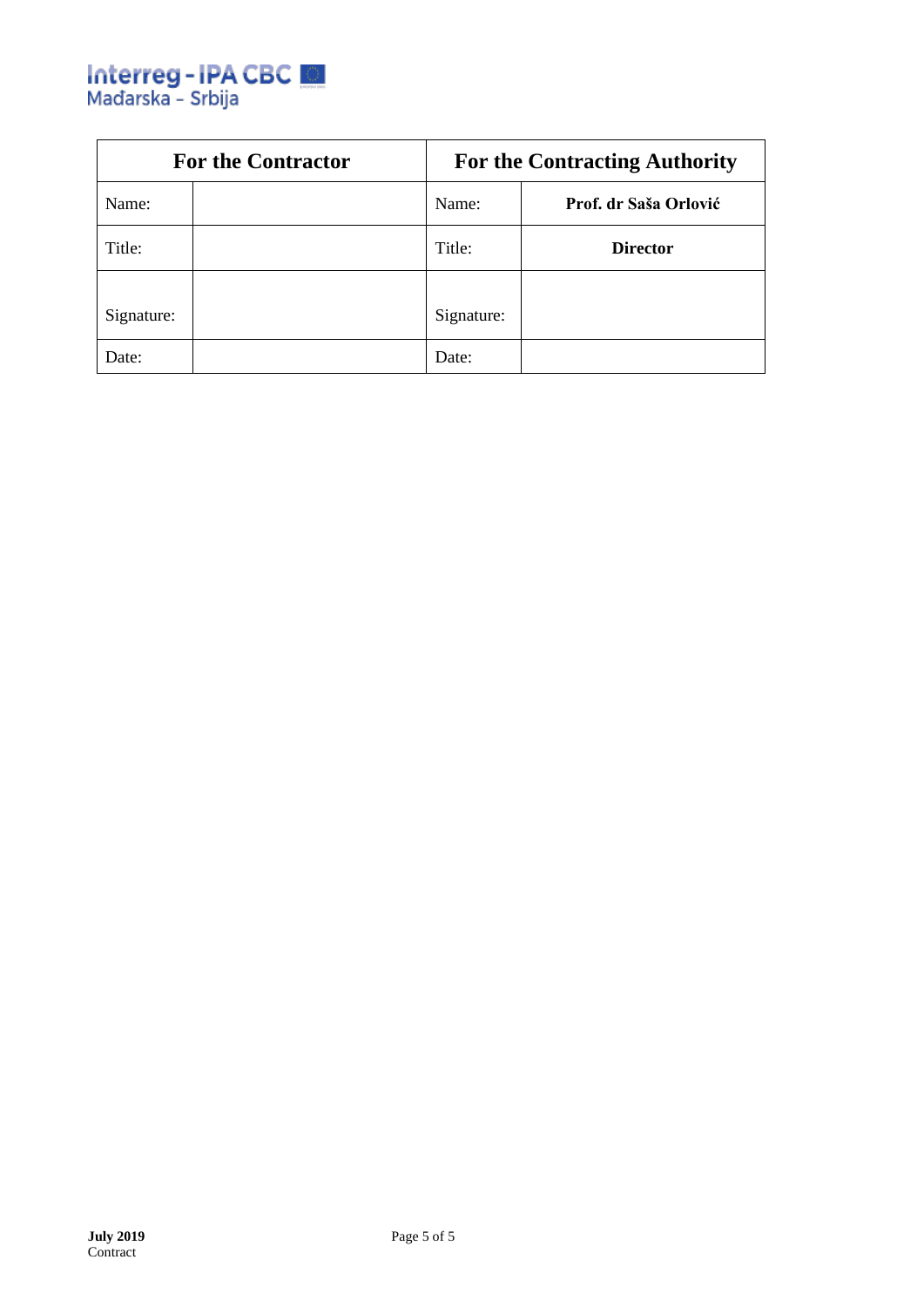| For the Contractor | | For the Contracting Authority | |
|---|---|---|---|
| Name: | | Name: | **Prof. dr Saša Orlović** |
| Title: | | Title: | **Director** |
| Signature: | | Signature: | |
| Date: | | Date: | |